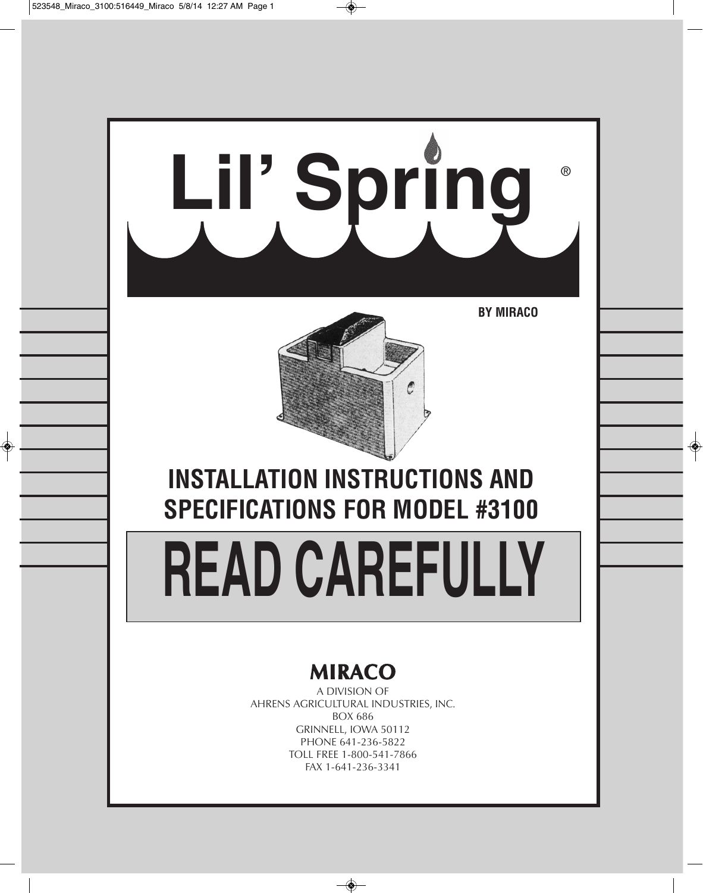# Lil' Spring®

**BY MIRACO**

## INSTALLATION INSTRUCTIONS AND SPECIFICATIONS FOR MODEL #3100

# READ CAREFULLY

**MIRACO**

A DIVISION OF
AHRENS AGRICULTURAL INDUSTRIES, INC.
BOX 686
GRINNELL, IOWA 50112
PHONE 641-236-5822
TOLL FREE 1-800-541-7866
FAX 1-641-236-3341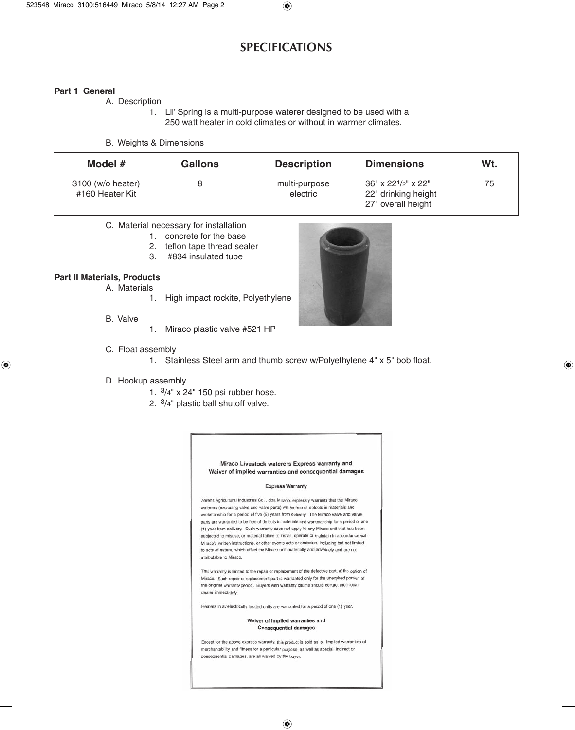# SPECIFICATIONS

**Part 1 General**

A. Description

1. Lil' Spring is a multi-purpose waterer designed to be used with a 250 watt heater in cold climates or without in warmer climates.

B. Weights & Dimensions

| Model # | Gallons | Description | Dimensions | Wt. |
|---|---|---|---|---|
| 3100 (w/o heater)<br>#160 Heater Kit | 8 | multi-purpose<br>electric | 36" x 22 1/2" x 22"<br>22" drinking height<br>27" overall height | 75 |

C. Material necessary for installation

1. concrete for the base
2. teflon tape thread sealer
3. #834 insulated tube

**Part II Materials, Products**

A. Materials

1. High impact rockite, Polyethylene

B. Valve

1. Miraco plastic valve #521 HP

C. Float assembly

1. Stainless Steel arm and thumb screw w/Polyethylene 4" x 5" bob float.

D. Hookup assembly

1. 3/4" x 24" 150 psi rubber hose.
2. 3/4" plastic ball shutoff valve.

**Miraco Livestock waterers Express warranty and Waiver of implied warranties and consequential damages**

**Express Warranty**

Ahrens Agricultural Industries Co. , dba Miraco, expressly warrants that the Miraco waterers (excluding valve and valve parts) will be free of defects in materials and workmanship for a period of five (5) years from delivery. The Miraco valve and valve parts are warranted to be free of defects in materials and workmanship for a period of one (1) year from delivery. Such warranty does not apply to any Miraco unit that has been subjected to misuse, or material failure to install, operate or maintain in accordance with Miraco's written instructions, or other events acts or omission, including but not limited to acts of nature, which affect the Miraco unit materially and adversely and are not attributable to Miraco.

This warranty is limited to the repair or replacement of the defective part, at the option of Miraco. Such repair or replacement part is warranted only for the unexpired portion of the original warranty period. Buyers with warranty claims should contact their local dealer immediately.

Heaters in all electrically heated units are warranted for a period of one (1) year.

**Waiver of implied warranties and Consequential damages**

Except for the above express warranty, this product is sold as is. Implied warranties of merchantability and fitness for a particular purpose, as well as special, indirect or consequential damages, are all waived by the buyer.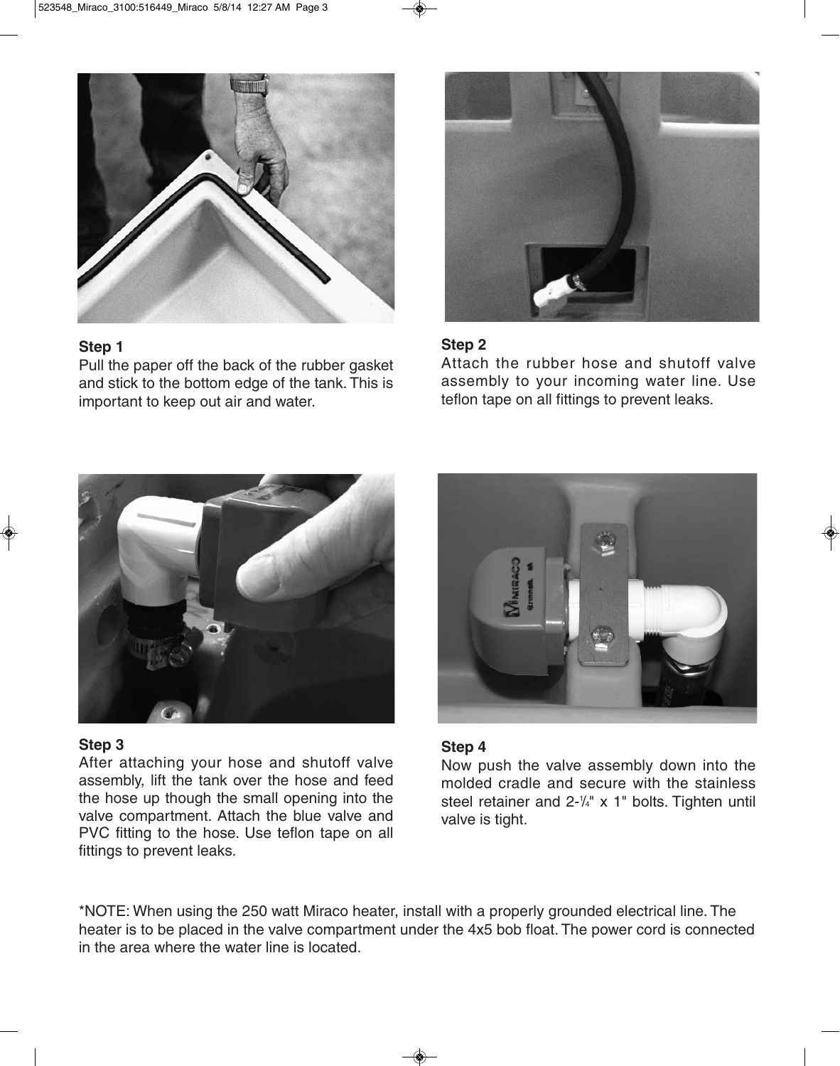### Step 1

Pull the paper off the back of the rubber gasket and stick to the bottom edge of the tank. This is important to keep out air and water.

### Step 2

Attach the rubber hose and shutoff valve assembly to your incoming water line. Use teflon tape on all fittings to prevent leaks.

### Step 3

After attaching your hose and shutoff valve assembly, lift the tank over the hose and feed the hose up though the small opening into the valve compartment. Attach the blue valve and PVC fitting to the hose. Use teflon tape on all fittings to prevent leaks.

### Step 4

Now push the valve assembly down into the molded cradle and secure with the stainless steel retainer and 2-¼" x 1" bolts. Tighten until valve is tight.

*NOTE: When using the 250 watt Miraco heater, install with a properly grounded electrical line. The heater is to be placed in the valve compartment under the 4x5 bob float. The power cord is connected in the area where the water line is located.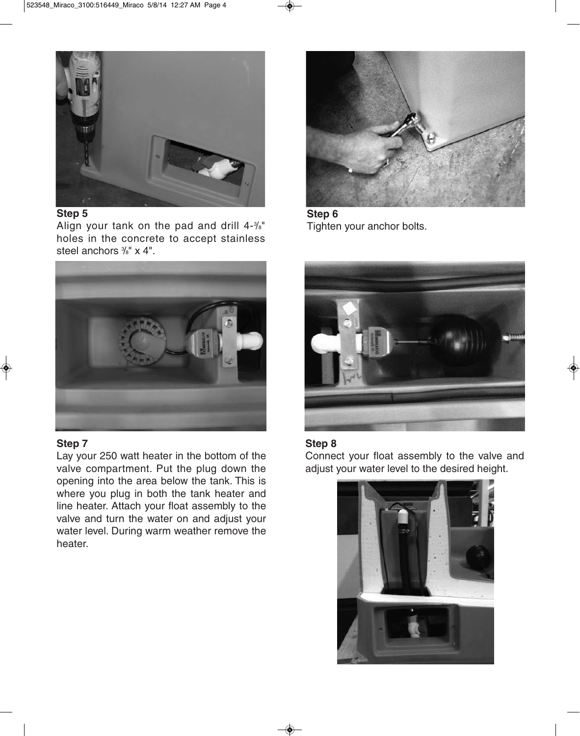**Step 5**

Align your tank on the pad and drill 4-3/8" holes in the concrete to accept stainless steel anchors 3/8" x 4".

**Step 6**

Tighten your anchor bolts.

**Step 7**

Lay your 250 watt heater in the bottom of the valve compartment. Put the plug down the opening into the area below the tank. This is where you plug in both the tank heater and line heater. Attach your float assembly to the valve and turn the water on and adjust your water level. During warm weather remove the heater.

**Step 8**

Connect your float assembly to the valve and adjust your water level to the desired height.